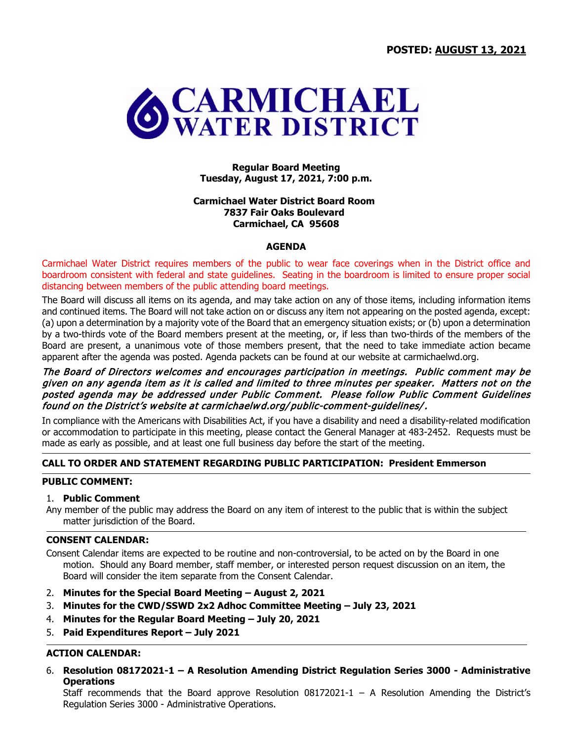**POSTED: AUGUST 13, 2021**

# CARMICHAEL WATER DISTRICT

**Regular Board Meeting**
**Tuesday, August 17, 2021, 7:00 p.m.**

**Carmichael Water District Board Room**
**7837 Fair Oaks Boulevard**
**Carmichael, CA 95608**

## AGENDA

Carmichael Water District requires members of the public to wear face coverings when in the District office and boardroom consistent with federal and state guidelines. Seating in the boardroom is limited to ensure proper social distancing between members of the public attending board meetings.

The Board will discuss all items on its agenda, and may take action on any of those items, including information items and continued items. The Board will not take action on or discuss any item not appearing on the posted agenda, except: (a) upon a determination by a majority vote of the Board that an emergency situation exists; or (b) upon a determination by a two-thirds vote of the Board members present at the meeting, or, if less than two-thirds of the members of the Board are present, a unanimous vote of those members present, that the need to take immediate action became apparent after the agenda was posted. Agenda packets can be found at our website at carmichaelwd.org.

*The Board of Directors welcomes and encourages participation in meetings. Public comment may be given on any agenda item as it is called and limited to three minutes per speaker. Matters not on the posted agenda may be addressed under Public Comment. Please follow Public Comment Guidelines found on the District's website at carmichaelwd.org/public-comment-guidelines/.*

In compliance with the Americans with Disabilities Act, if you have a disability and need a disability-related modification or accommodation to participate in this meeting, please contact the General Manager at 483-2452. Requests must be made as early as possible, and at least one full business day before the start of the meeting.

---

**CALL TO ORDER AND STATEMENT REGARDING PUBLIC PARTICIPATION: President Emmerson**

---

**PUBLIC COMMENT:**

1. **Public Comment**

Any member of the public may address the Board on any item of interest to the public that is within the subject matter jurisdiction of the Board.

---

**CONSENT CALENDAR:**

Consent Calendar items are expected to be routine and non-controversial, to be acted on by the Board in one motion. Should any Board member, staff member, or interested person request discussion on an item, the Board will consider the item separate from the Consent Calendar.

2. **Minutes for the Special Board Meeting – August 2, 2021**
3. **Minutes for the CWD/SSWD 2x2 Adhoc Committee Meeting – July 23, 2021**
4. **Minutes for the Regular Board Meeting – July 20, 2021**
5. **Paid Expenditures Report – July 2021**

---

**ACTION CALENDAR:**

6. **Resolution 08172021-1 – A Resolution Amending District Regulation Series 3000 - Administrative Operations**

   Staff recommends that the Board approve Resolution 08172021-1 – A Resolution Amending the District's Regulation Series 3000 - Administrative Operations.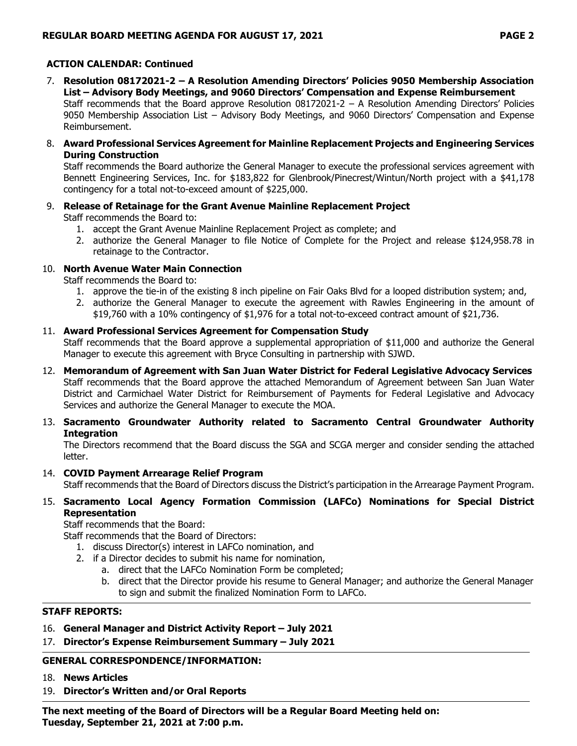**ACTION CALENDAR: Continued**

7. **Resolution 08172021-2 – A Resolution Amending Directors' Policies 9050 Membership Association List – Advisory Body Meetings, and 9060 Directors' Compensation and Expense Reimbursement**
   Staff recommends that the Board approve Resolution 08172021-2 – A Resolution Amending Directors' Policies 9050 Membership Association List – Advisory Body Meetings, and 9060 Directors' Compensation and Expense Reimbursement.

8. **Award Professional Services Agreement for Mainline Replacement Projects and Engineering Services During Construction**
   Staff recommends the Board authorize the General Manager to execute the professional services agreement with Bennett Engineering Services, Inc. for $183,822 for Glenbrook/Pinecrest/Wintun/North project with a $41,178 contingency for a total not-to-exceed amount of $225,000.

9. **Release of Retainage for the Grant Avenue Mainline Replacement Project**
   Staff recommends the Board to:
   1. accept the Grant Avenue Mainline Replacement Project as complete; and
   2. authorize the General Manager to file Notice of Complete for the Project and release $124,958.78 in retainage to the Contractor.

10. **North Avenue Water Main Connection**
    Staff recommends the Board to:
    1. approve the tie-in of the existing 8 inch pipeline on Fair Oaks Blvd for a looped distribution system; and,
    2. authorize the General Manager to execute the agreement with Rawles Engineering in the amount of $19,760 with a 10% contingency of $1,976 for a total not-to-exceed contract amount of $21,736.

11. **Award Professional Services Agreement for Compensation Study**
    Staff recommends that the Board approve a supplemental appropriation of $11,000 and authorize the General Manager to execute this agreement with Bryce Consulting in partnership with SJWD.

12. **Memorandum of Agreement with San Juan Water District for Federal Legislative Advocacy Services**
    Staff recommends that the Board approve the attached Memorandum of Agreement between San Juan Water District and Carmichael Water District for Reimbursement of Payments for Federal Legislative and Advocacy Services and authorize the General Manager to execute the MOA.

13. **Sacramento Groundwater Authority related to Sacramento Central Groundwater Authority Integration**
    The Directors recommend that the Board discuss the SGA and SCGA merger and consider sending the attached letter.

14. **COVID Payment Arrearage Relief Program**
    Staff recommends that the Board of Directors discuss the District's participation in the Arrearage Payment Program.

15. **Sacramento Local Agency Formation Commission (LAFCo) Nominations for Special District Representation**
    Staff recommends that the Board:
    Staff recommends that the Board of Directors:
    1. discuss Director(s) interest in LAFCo nomination, and
    2. if a Director decides to submit his name for nomination,
       a. direct that the LAFCo Nomination Form be completed;
       b. direct that the Director provide his resume to General Manager; and authorize the General Manager to sign and submit the finalized Nomination Form to LAFCo.

**STAFF REPORTS:**

16. **General Manager and District Activity Report – July 2021**
17. **Director's Expense Reimbursement Summary – July 2021**

**GENERAL CORRESPONDENCE/INFORMATION:**

18. **News Articles**
19. **Director's Written and/or Oral Reports**

**The next meeting of the Board of Directors will be a Regular Board Meeting held on: Tuesday, September 21, 2021 at 7:00 p.m.**